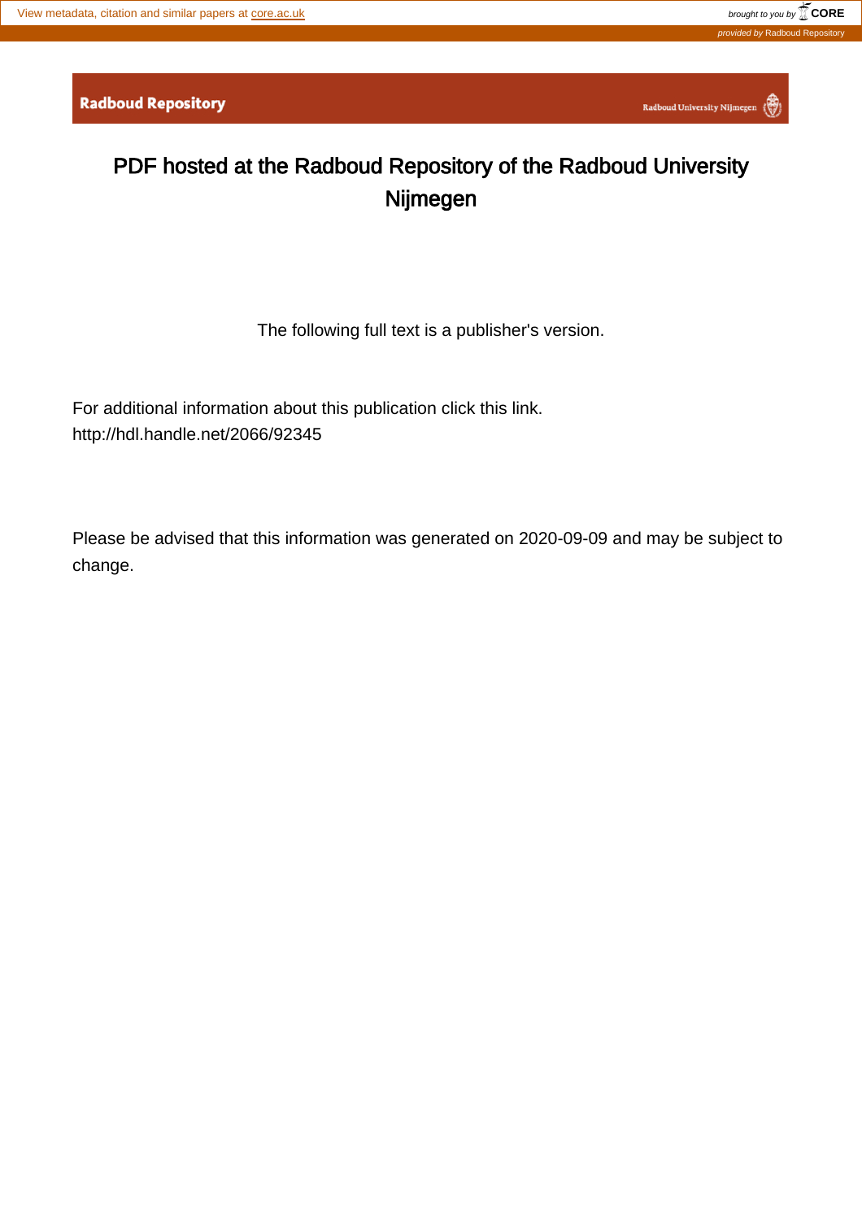View metadata, citation and similar papers at core.ac.uk

brought to you by CORE

provided by Radboud Repository

Radboud Repository

Radboud University Nijmegen

# PDF hosted at the Radboud Repository of the Radboud University Nijmegen

The following full text is a publisher's version.

For additional information about this publication click this link.
http://hdl.handle.net/2066/92345

Please be advised that this information was generated on 2020-09-09 and may be subject to change.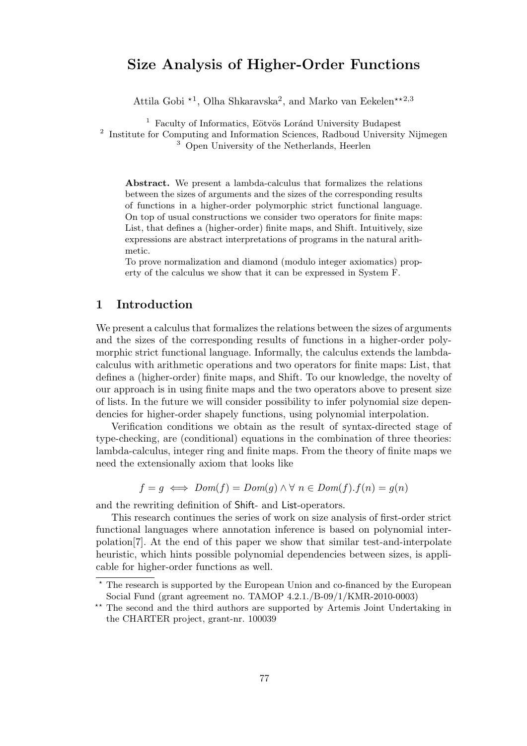# Size Analysis of Higher-Order Functions

Attila Gobi [⋆1], Olha Shkaravska[2], and Marko van Eekelen[⋆⋆2,3]

[1] Faculty of Informatics, Eötvös Loránd University Budapest
[2] Institute for Computing and Information Sciences, Radboud University Nijmegen
[3] Open University of the Netherlands, Heerlen

**Abstract.** We present a lambda-calculus that formalizes the relations between the sizes of arguments and the sizes of the corresponding results of functions in a higher-order polymorphic strict functional language. On top of usual constructions we consider two operators for finite maps: List, that defines a (higher-order) finite maps, and Shift. Intuitively, size expressions are abstract interpretations of programs in the natural arithmetic.
To prove normalization and diamond (modulo integer axiomatics) property of the calculus we show that it can be expressed in System F.

## 1 Introduction

We present a calculus that formalizes the relations between the sizes of arguments and the sizes of the corresponding results of functions in a higher-order polymorphic strict functional language. Informally, the calculus extends the lambda-calculus with arithmetic operations and two operators for finite maps: List, that defines a (higher-order) finite maps, and Shift. To our knowledge, the novelty of our approach is in using finite maps and the two operators above to present size of lists. In the future we will consider possibility to infer polynomial size dependencies for higher-order shapely functions, using polynomial interpolation.

Verification conditions we obtain as the result of syntax-directed stage of type-checking, are (conditional) equations in the combination of three theories: lambda-calculus, integer ring and finite maps. From the theory of finite maps we need the extensionally axiom that looks like

$$f = g \iff Dom(f) = Dom(g) \wedge \forall\ n \in Dom(f).f(n) = g(n)$$

and the rewriting definition of Shift- and List-operators.

This research continues the series of work on size analysis of first-order strict functional languages where annotation inference is based on polynomial interpolation[7]. At the end of this paper we show that similar test-and-interpolate heuristic, which hints possible polynomial dependencies between sizes, is applicable for higher-order functions as well.

---

⋆ The research is supported by the European Union and co-financed by the European Social Fund (grant agreement no. TAMOP 4.2.1./B-09/1/KMR-2010-0003)

⋆⋆ The second and the third authors are supported by Artemis Joint Undertaking in the CHARTER project, grant-nr. 100039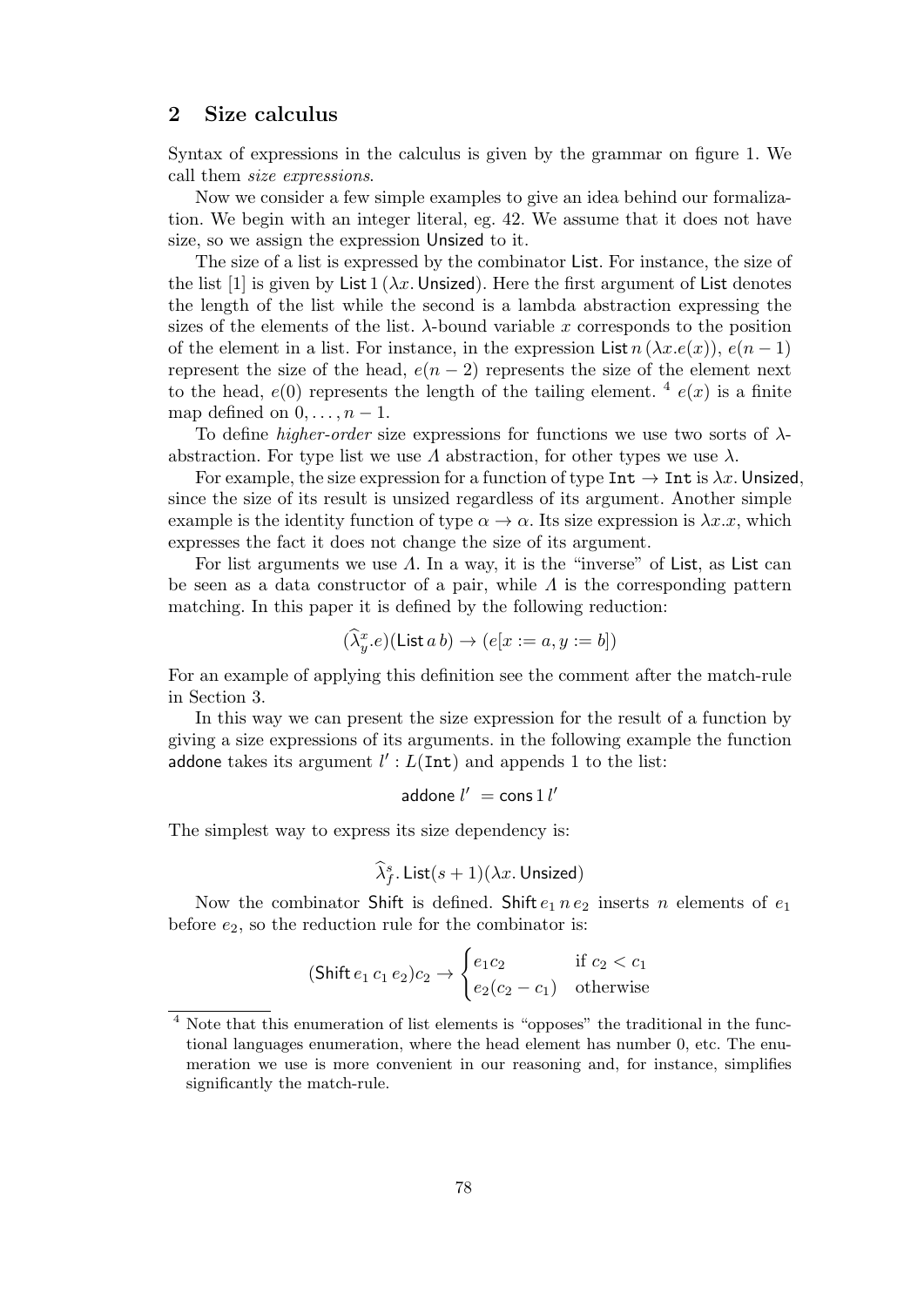## 2 Size calculus

Syntax of expressions in the calculus is given by the grammar on figure 1. We call them *size expressions*.

Now we consider a few simple examples to give an idea behind our formalization. We begin with an integer literal, eg. 42. We assume that it does not have size, so we assign the expression Unsized to it.

The size of a list is expressed by the combinator List. For instance, the size of the list [1] is given by $\mathsf{List}\,1\,(\lambda x.\,\mathsf{Unsized})$. Here the first argument of List denotes the length of the list while the second is a lambda abstraction expressing the sizes of the elements of the list. $\lambda$-bound variable $x$ corresponds to the position of the element in a list. For instance, in the expression $\mathsf{List}\,n\,(\lambda x.e(x))$, $e(n-1)$ represent the size of the head, $e(n-2)$ represents the size of the element next to the head, $e(0)$ represents the length of the tailing element. [4] $e(x)$ is a finite map defined on $0, \ldots, n-1$.

To define *higher-order* size expressions for functions we use two sorts of $\lambda$-abstraction. For type list we use $\Lambda$ abstraction, for other types we use $\lambda$.

For example, the size expression for a function of type `Int` $\rightarrow$ `Int` is $\lambda x.\,\mathsf{Unsized}$, since the size of its result is unsized regardless of its argument. Another simple example is the identity function of type $\alpha \rightarrow \alpha$. Its size expression is $\lambda x.x$, which expresses the fact it does not change the size of its argument.

For list arguments we use $\Lambda$. In a way, it is the "inverse" of List, as List can be seen as a data constructor of a pair, while $\Lambda$ is the corresponding pattern matching. In this paper it is defined by the following reduction:

$$(\widehat{\lambda}^{x}_{y}.e)(\mathsf{List}\,a\,b) \rightarrow (e[x := a, y := b])$$

For an example of applying this definition see the comment after the match-rule in Section 3.

In this way we can present the size expression for the result of a function by giving a size expressions of its arguments. in the following example the function addone takes its argument $l' : L(\mathtt{Int})$ and appends 1 to the list:

$$\mathsf{addone}\ l' \ = \mathsf{cons}\,1\,l'$$

The simplest way to express its size dependency is:

$$\widehat{\lambda}^{s}_{f}.\,\mathsf{List}(s+1)(\lambda x.\,\mathsf{Unsized})$$

Now the combinator Shift is defined. $\mathsf{Shift}\,e_1\,n\,e_2$ inserts $n$ elements of $e_1$ before $e_2$, so the reduction rule for the combinator is:

$$(\mathsf{Shift}\,e_1\,c_1\,e_2)c_2 \rightarrow \begin{cases} e_1 c_2 & \text{if } c_2 < c_1 \\ e_2(c_2 - c_1) & \text{otherwise} \end{cases}$$

[4] Note that this enumeration of list elements is "opposes" the traditional in the functional languages enumeration, where the head element has number 0, etc. The enumeration we use is more convenient in our reasoning and, for instance, simplifies significantly the match-rule.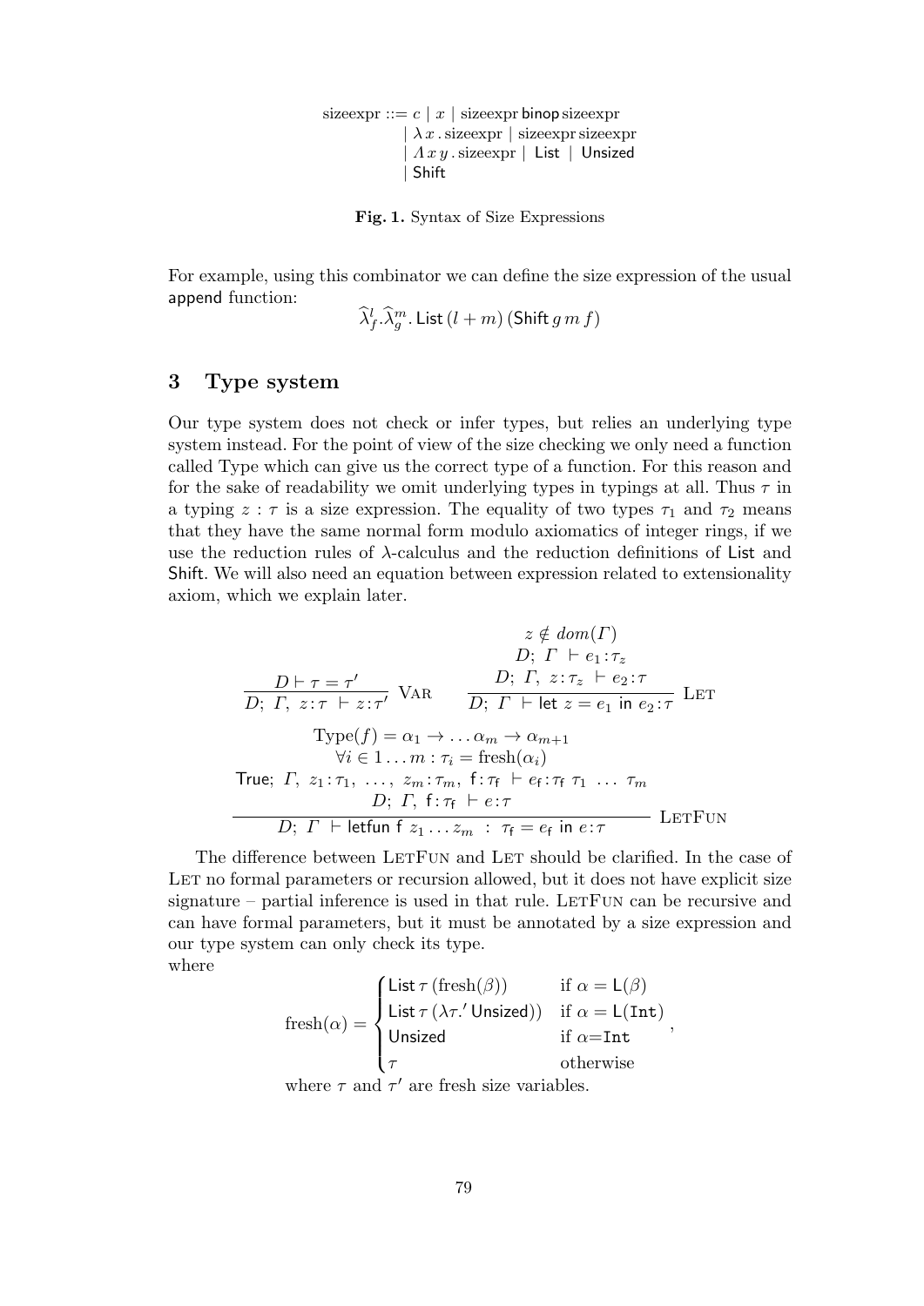$$
\begin{aligned}
\text{sizeexpr} ::= \;& c \mid x \mid \text{sizeexpr}\;\mathsf{binop}\;\text{sizeexpr} \\
& \mid \lambda\, x\,.\,\text{sizeexpr} \mid \text{sizeexpr}\;\text{sizeexpr} \\
& \mid \Lambda\, x\, y\,.\,\text{sizeexpr} \mid \mathsf{List} \mid \mathsf{Unsized} \\
& \mid \mathsf{Shift}
\end{aligned}
$$

**Fig. 1.** Syntax of Size Expressions

For example, using this combinator we can define the size expression of the usual append function:

$$\widehat{\lambda}^{l}_{f}.\widehat{\lambda}^{m}_{g}.\,\mathsf{List}\,(l+m)\,(\mathsf{Shift}\,g\,m\,f)$$

## 3 Type system

Our type system does not check or infer types, but relies an underlying type system instead. For the point of view of the size checking we only need a function called Type which can give us the correct type of a function. For this reason and for the sake of readability we omit underlying types in typings at all. Thus $\tau$ in a typing $z : \tau$ is a size expression. The equality of two types $\tau_1$ and $\tau_2$ means that they have the same normal form modulo axiomatics of integer rings, if we use the reduction rules of $\lambda$-calculus and the reduction definitions of List and Shift. We will also need an equation between expression related to extensionality axiom, which we explain later.

$$
\frac{D \vdash \tau = \tau'}{D;\ \Gamma,\ z:\tau\ \vdash z:\tau'}\ \textsc{Var}
\qquad
\frac{\begin{array}{c} z \notin dom(\Gamma) \\ D;\ \Gamma\ \vdash e_1:\tau_z \\ D;\ \Gamma,\ z:\tau_z\ \vdash e_2:\tau \end{array}}{D;\ \Gamma\ \vdash \mathsf{let}\ z = e_1\ \mathsf{in}\ e_2:\tau}\ \textsc{Let}
$$

$$
\frac{\begin{array}{c} \mathrm{Type}(f) = \alpha_1 \to \ldots \alpha_m \to \alpha_{m+1} \\ \forall i \in 1 \ldots m : \tau_i = \mathrm{fresh}(\alpha_i) \\ \mathsf{True};\ \Gamma,\ z_1:\tau_1,\ \ldots,\ z_m:\tau_m,\ \mathsf{f}:\tau_{\mathsf{f}}\ \vdash e_{\mathsf{f}}:\tau_{\mathsf{f}}\ \tau_1\ \ldots\ \tau_m \\ D;\ \Gamma,\ \mathsf{f}:\tau_{\mathsf{f}}\ \vdash e:\tau \end{array}}{D;\ \Gamma\ \vdash \mathsf{letfun}\ \mathsf{f}\ z_1 \ldots z_m\ :\ \tau_{\mathsf{f}} = e_{\mathsf{f}}\ \mathsf{in}\ e:\tau}\ \textsc{LetFun}
$$

The difference between LetFun and Let should be clarified. In the case of Let no formal parameters or recursion allowed, but it does not have explicit size signature – partial inference is used in that rule. LetFun can be recursive and can have formal parameters, but it must be annotated by a size expression and our type system can only check its type.

where

$$
\mathrm{fresh}(\alpha) = \begin{cases} \mathsf{List}\,\tau\,(\mathrm{fresh}(\beta)) & \text{if } \alpha = \mathsf{L}(\beta) \\ \mathsf{List}\,\tau\,(\lambda\tau.'\,\mathsf{Unsized}) & \text{if } \alpha = \mathsf{L}(\mathtt{Int}) \\ \mathsf{Unsized} & \text{if } \alpha{=}\mathtt{Int} \\ \tau & \text{otherwise} \end{cases},
$$

where $\tau$ and $\tau'$ are fresh size variables.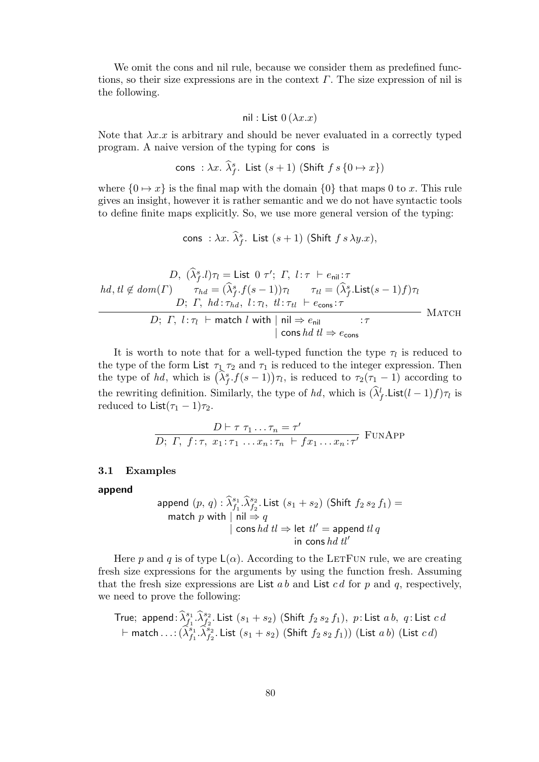We omit the cons and nil rule, because we consider them as predefined functions, so their size expressions are in the context $\Gamma$. The size expression of nil is the following.

$$\mathsf{nil} : \mathsf{List}\ 0\,(\lambda x.x)$$

Note that $\lambda x.x$ is arbitrary and should be never evaluated in a correctly typed program. A naive version of the typing for cons is

$$\mathsf{cons}\ : \lambda x.\ \widehat{\lambda}^{s}_{f}.\ \mathsf{List}\ (s+1)\ (\mathsf{Shift}\ f\, s\, \{0 \mapsto x\})$$

where $\{0 \mapsto x\}$ is the final map with the domain $\{0\}$ that maps 0 to $x$. This rule gives an insight, however it is rather semantic and we do not have syntactic tools to define finite maps explicitly. So, we use more general version of the typing:

$$\mathsf{cons}\ : \lambda x.\ \widehat{\lambda}^{s}_{f}.\ \mathsf{List}\ (s+1)\ (\mathsf{Shift}\ f\, s\, \lambda y.x),$$

$$\frac{\begin{array}{c} D,\ (\widehat{\lambda}^{s}_{f}.l)\tau_l = \mathsf{List}\ 0\ \tau';\ \Gamma,\ l\!:\!\tau\ \vdash e_{\mathsf{nil}}\!:\!\tau \\ hd, tl \notin dom(\Gamma) \qquad \tau_{hd} = (\widehat{\lambda}^{s}_{f}.f(s-1))\tau_l \qquad \tau_{tl} = (\widehat{\lambda}^{s}_{f}.\mathsf{List}(s-1)f)\tau_l \\ D;\ \Gamma,\ hd\!:\!\tau_{hd},\ l\!:\!\tau_l,\ tl\!:\!\tau_{tl}\ \vdash e_{\mathsf{cons}}\!:\!\tau \end{array}}{\begin{array}{l} D;\ \Gamma,\ l\!:\!\tau_l\ \vdash \mathsf{match}\ l\ \mathsf{with}\ \mid \mathsf{nil} \Rightarrow e_{\mathsf{nil}} \qquad :\tau \\ \qquad\qquad\qquad\qquad\quad \mid \mathsf{cons}\, hd\ tl \Rightarrow e_{\mathsf{cons}} \end{array}}\ \textsc{Match}$$

It is worth to note that for a well-typed function the type $\tau_l$ is reduced to the type of the form $\mathsf{List}\ \tau_1\ \tau_2$ and $\tau_1$ is reduced to the integer expression. Then the type of $hd$, which is $\big(\widehat{\lambda}^{s}_{f}.f(s-1)\big)\tau_l$, is reduced to $\tau_2(\tau_1 - 1)$ according to the rewriting definition. Similarly, the type of $hd$, which is $(\widehat{\lambda}^{l}_{f}.\mathsf{List}(l-1)f)\tau_l$ is reduced to $\mathsf{List}(\tau_1 - 1)\tau_2$.

$$\frac{D \vdash \tau\ \tau_1 \ldots \tau_n = \tau'}{D;\ \Gamma,\ f\!:\!\tau,\ x_1\!:\!\tau_1\ \ldots x_n\!:\!\tau_n\ \vdash f x_1 \ldots x_n\!:\!\tau'}\ \textsc{FunApp}$$

### 3.1 Examples

**append**

$$\begin{array}{l} \mathsf{append}\ (p,\, q) : \widehat{\lambda}^{s_1}_{f_1}.\widehat{\lambda}^{s_2}_{f_2}.\,\mathsf{List}\ (s_1 + s_2)\ (\mathsf{Shift}\ f_2\, s_2\, f_1) = \\ \quad \mathsf{match}\ p\ \mathsf{with}\ \mid \mathsf{nil} \Rightarrow q \\ \qquad\qquad\qquad\quad\ \mid \mathsf{cons}\, hd\ tl \Rightarrow \mathsf{let}\ tl' = \mathsf{append}\ tl\ q \\ \qquad\qquad\qquad\qquad\qquad\qquad\qquad \mathsf{in}\ \mathsf{cons}\, hd\ tl' \end{array}$$

Here $p$ and $q$ is of type $\mathsf{L}(\alpha)$. According to the LetFun rule, we are creating fresh size expressions for the arguments by using the function fresh. Assuming that the fresh size expressions are $\mathsf{List}\ a\, b$ and $\mathsf{List}\ c\, d$ for $p$ and $q$, respectively, we need to prove the following:

$$\begin{array}{l} \mathsf{True};\ \mathsf{append}\!:\!\widehat{\lambda}^{s_1}_{f_1}.\widehat{\lambda}^{s_2}_{f_2}.\,\mathsf{List}\ (s_1 + s_2)\ (\mathsf{Shift}\ f_2\, s_2\, f_1),\ p\!:\!\mathsf{List}\ a\, b,\ q\!:\!\mathsf{List}\ c\, d \\ \ \vdash \mathsf{match} \ldots\!:\!(\widehat{\lambda}^{s_1}_{f_1}.\widehat{\lambda}^{s_2}_{f_2}.\,\mathsf{List}\ (s_1 + s_2)\ (\mathsf{Shift}\ f_2\, s_2\, f_1))\ (\mathsf{List}\ a\, b)\ (\mathsf{List}\ c\, d) \end{array}$$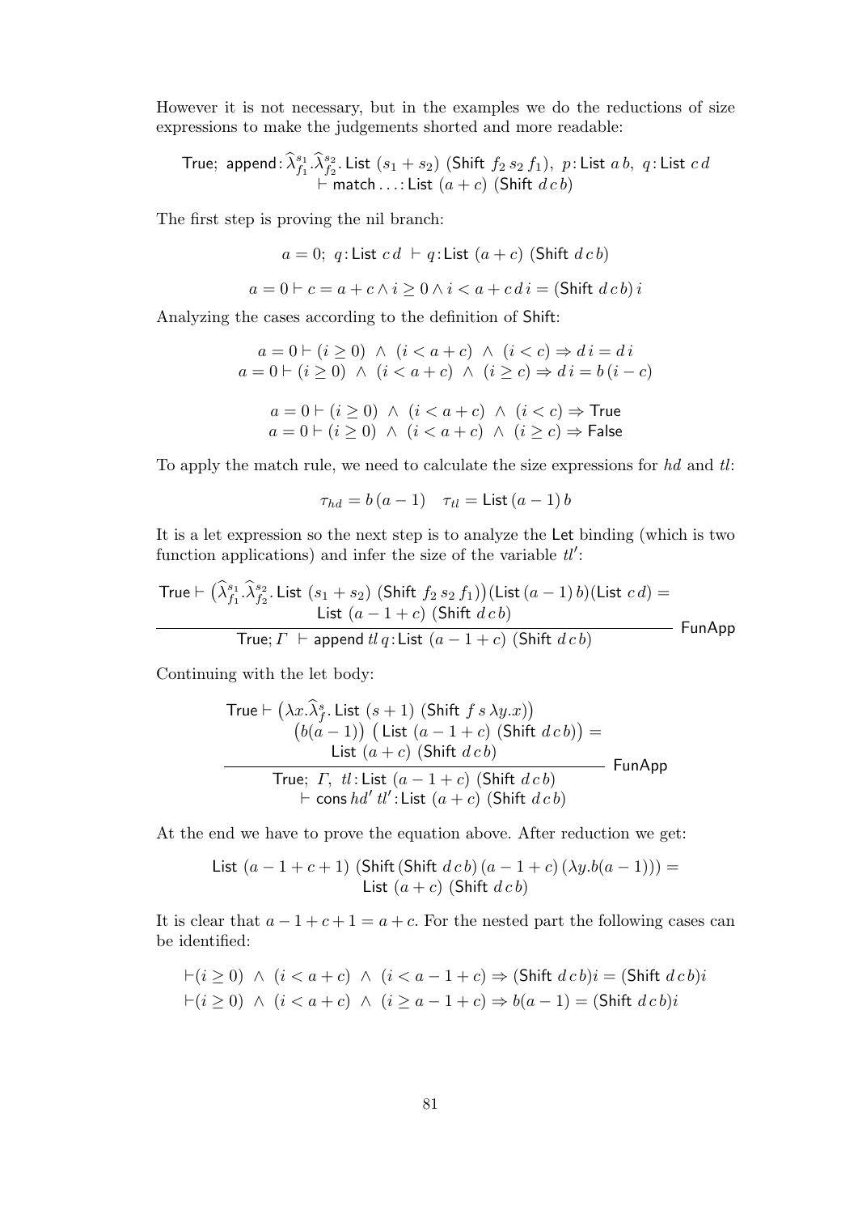However it is not necessary, but in the examples we do the reductions of size expressions to make the judgements shorted and more readable:

$$\mathsf{True};\ \mathsf{append}\colon \widehat{\lambda}^{s_1}_{f_1}.\widehat{\lambda}^{s_2}_{f_2}.\, \mathsf{List}\ (s_1+s_2)\ (\mathsf{Shift}\ f_2\, s_2\, f_1),\ p\colon \mathsf{List}\ a\, b,\ q\colon \mathsf{List}\ c\, d \\ \vdash \mathsf{match}\ldots\colon \mathsf{List}\ (a+c)\ (\mathsf{Shift}\ d\, c\, b)$$

The first step is proving the nil branch:

$$a = 0;\ q\colon \mathsf{List}\ c\, d\ \vdash q\colon \mathsf{List}\ (a+c)\ (\mathsf{Shift}\ d\, c\, b)$$

$$a = 0 \vdash c = a + c \wedge i \geq 0 \wedge i < a + c\, d\, i = (\mathsf{Shift}\ d\, c\, b)\, i$$

Analyzing the cases according to the definition of Shift:

$$a = 0 \vdash (i \geq 0)\ \wedge\ (i < a+c)\ \wedge\ (i < c) \Rightarrow d\, i = d\, i$$
$$a = 0 \vdash (i \geq 0)\ \wedge\ (i < a+c)\ \wedge\ (i \geq c) \Rightarrow d\, i = b\, (i-c)$$

$$a = 0 \vdash (i \geq 0)\ \wedge\ (i < a+c)\ \wedge\ (i < c) \Rightarrow \mathsf{True}$$
$$a = 0 \vdash (i \geq 0)\ \wedge\ (i < a+c)\ \wedge\ (i \geq c) \Rightarrow \mathsf{False}$$

To apply the match rule, we need to calculate the size expressions for $hd$ and $tl$:

$$\tau_{hd} = b\, (a-1) \quad \tau_{tl} = \mathsf{List}\, (a-1)\, b$$

It is a let expression so the next step is to analyze the Let binding (which is two function applications) and infer the size of the variable $tl'$:

$$\frac{\mathsf{True} \vdash \left(\widehat{\lambda}^{s_1}_{f_1}.\widehat{\lambda}^{s_2}_{f_2}.\, \mathsf{List}\ (s_1+s_2)\ (\mathsf{Shift}\ f_2\, s_2\, f_1)\right)(\mathsf{List}\, (a-1)\, b)(\mathsf{List}\ c\, d) = \mathsf{List}\ (a-1+c)\ (\mathsf{Shift}\ d\, c\, b)}{\mathsf{True}; \varGamma\ \vdash \mathsf{append}\ tl\ q\colon \mathsf{List}\ (a-1+c)\ (\mathsf{Shift}\ d\, c\, b)}\ \mathsf{FunApp}$$

Continuing with the let body:

$$\frac{\mathsf{True} \vdash \left(\lambda x.\widehat{\lambda}^{s}_{f}.\, \mathsf{List}\ (s+1)\ (\mathsf{Shift}\ f\ s\ \lambda y.x)\right) \left(b(a-1)\right)\ \left(\mathsf{List}\ (a-1+c)\ (\mathsf{Shift}\ d\, c\, b)\right) = \mathsf{List}\ (a+c)\ (\mathsf{Shift}\ d\, c\, b)}{\mathsf{True};\ \varGamma,\ tl\colon \mathsf{List}\ (a-1+c)\ (\mathsf{Shift}\ d\, c\, b) \vdash \mathsf{cons}\, hd'\ tl'\colon \mathsf{List}\ (a+c)\ (\mathsf{Shift}\ d\, c\, b)}\ \mathsf{FunApp}$$

At the end we have to prove the equation above. After reduction we get:

$$\mathsf{List}\ (a-1+c+1)\ (\mathsf{Shift}\, (\mathsf{Shift}\ d\, c\, b)\, (a-1+c)\, (\lambda y.b(a-1))) = \mathsf{List}\ (a+c)\ (\mathsf{Shift}\ d\, c\, b)$$

It is clear that $a-1+c+1 = a+c$. For the nested part the following cases can be identified:

$$\vdash (i \geq 0)\ \wedge\ (i < a+c)\ \wedge\ (i < a-1+c) \Rightarrow (\mathsf{Shift}\ d\, c\, b)i = (\mathsf{Shift}\ d\, c\, b)i$$
$$\vdash (i \geq 0)\ \wedge\ (i < a+c)\ \wedge\ (i \geq a-1+c) \Rightarrow b(a-1) = (\mathsf{Shift}\ d\, c\, b)i$$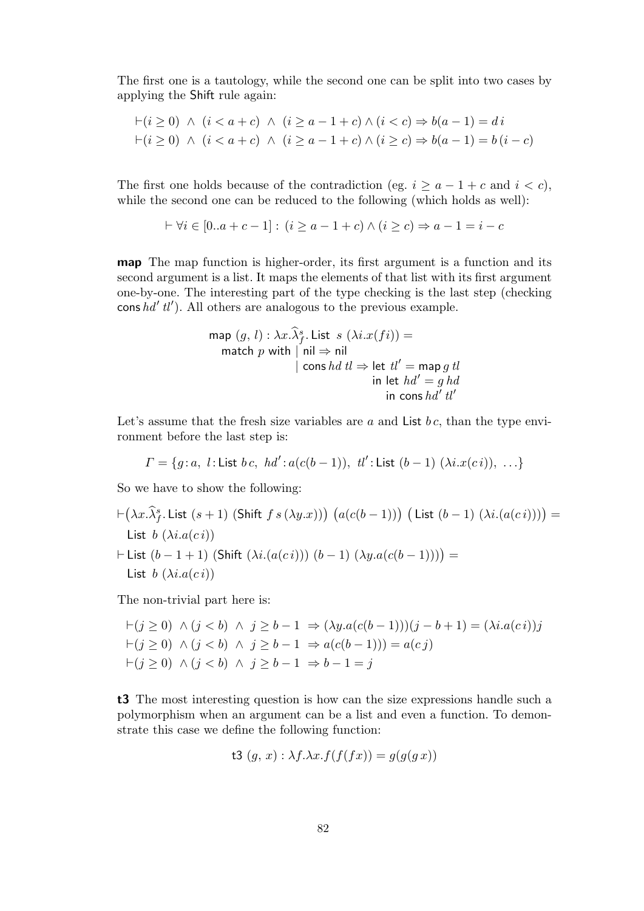The first one is a tautology, while the second one can be split into two cases by applying the Shift rule again:

$$\vdash (i \geq 0) \ \wedge \ (i < a + c) \ \wedge \ (i \geq a - 1 + c) \wedge (i < c) \Rightarrow b(a-1) = d\, i$$
$$\vdash (i \geq 0) \ \wedge \ (i < a + c) \ \wedge \ (i \geq a - 1 + c) \wedge (i \geq c) \Rightarrow b(a-1) = b\,(i - c)$$

The first one holds because of the contradiction (eg. $i \geq a - 1 + c$ and $i < c$), while the second one can be reduced to the following (which holds as well):

$$\vdash \forall i \in [0..a + c - 1] : (i \geq a - 1 + c) \wedge (i \geq c) \Rightarrow a - 1 = i - c$$

**map** The map function is higher-order, its first argument is a function and its second argument is a list. It maps the elements of that list with its first argument one-by-one. The interesting part of the type checking is the last step (checking $\mathsf{cons}\, hd'\, tl'$). All others are analogous to the previous example.

$$
\begin{array}{l}
\mathsf{map}\ (g,\, l) : \lambda x.\widehat{\lambda}^s_f.\,\mathsf{List}\ \ s\ (\lambda i.x(f i)) = \\
\quad \mathsf{match}\ p\ \mathsf{with}\ \mid \mathsf{nil} \Rightarrow \mathsf{nil} \\
\qquad\qquad\qquad\ \mid \mathsf{cons}\, hd\ tl \Rightarrow \mathsf{let}\ tl' = \mathsf{map}\, g\, tl \\
\qquad\qquad\qquad\qquad\qquad\quad \mathsf{in\ let}\ hd' = g\, hd \\
\qquad\qquad\qquad\qquad\qquad\qquad \mathsf{in\ cons}\, hd'\ tl'
\end{array}
$$

Let's assume that the fresh size variables are $a$ and $\mathsf{List}\ b\, c$, than the type environment before the last step is:

$$\Gamma = \{g\!:\!a,\ l\!:\!\mathsf{List}\ b\, c,\ hd'\!:\!a(c(b-1)),\ tl'\!:\!\mathsf{List}\ (b-1)\ (\lambda i.x(c\, i)),\ \ldots\}$$

So we have to show the following:

$$\vdash \big(\lambda x.\widehat{\lambda}^s_f.\,\mathsf{List}\ (s+1)\ (\mathsf{Shift}\ f\, s\,(\lambda y.x))\big)\ \big(a(c(b-1))\big)\ \big(\mathsf{List}\ (b-1)\ (\lambda i.(a(c\, i)))\big) =$$
$$\mathsf{List}\ \ b\ (\lambda i.a(c\, i))$$
$$\vdash \mathsf{List}\ (b - 1 + 1)\ (\mathsf{Shift}\ (\lambda i.(a(c\, i)))\ (b-1)\ (\lambda y.a(c(b-1)))\big) =$$
$$\mathsf{List}\ \ b\ (\lambda i.a(c\, i))$$

The non-trivial part here is:

$$\vdash (j \geq 0)\ \wedge (j < b)\ \wedge\ j \geq b - 1\ \Rightarrow (\lambda y.a(c(b-1)))(j - b + 1) = (\lambda i.a(c\, i))j$$
$$\vdash (j \geq 0)\ \wedge (j < b)\ \wedge\ j \geq b - 1\ \Rightarrow a(c(b-1))) = a(c\, j)$$
$$\vdash (j \geq 0)\ \wedge (j < b)\ \wedge\ j \geq b - 1\ \Rightarrow b - 1 = j$$

**t3** The most interesting question is how can the size expressions handle such a polymorphism when an argument can be a list and even a function. To demonstrate this case we define the following function:

$$\mathsf{t3}\ (g,\, x) : \lambda f.\lambda x.f(f(f x)) = g(g(g\, x))$$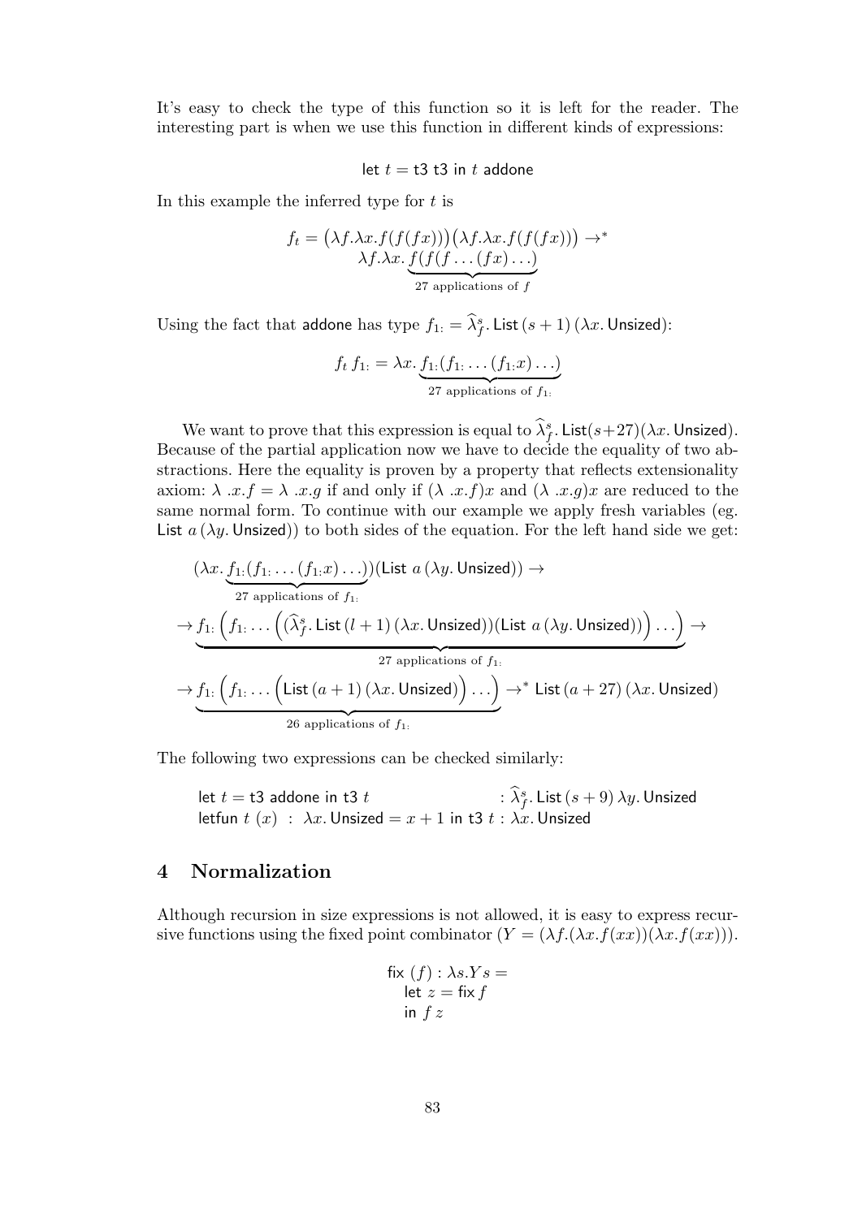It's easy to check the type of this function so it is left for the reader. The interesting part is when we use this function in different kinds of expressions:

$$\mathsf{let}\ t = \mathsf{t3}\ \mathsf{t3}\ \mathsf{in}\ t\ \mathsf{addone}$$

In this example the inferred type for $t$ is

$$f_t = \big(\lambda f.\lambda x.f(f(fx))\big)\big(\lambda f.\lambda x.f(f(fx))\big) \to^* \\ \lambda f.\lambda x.\underbrace{f(f(f\ldots(fx)\ldots)}_{27 \text{ applications of } f}$$

Using the fact that addone has type $f_{1:} = \widehat{\lambda}^s_f.\,\mathsf{List}\,(s+1)\,(\lambda x.\,\mathsf{Unsized})$:

$$f_t\, f_{1:} = \lambda x.\underbrace{f_{1:}(f_{1:}\ldots(f_{1:}x)\ldots)}_{27 \text{ applications of } f_{1:}}$$

We want to prove that this expression is equal to $\widehat{\lambda}^s_f.\,\mathsf{List}(s{+}27)(\lambda x.\,\mathsf{Unsized})$. Because of the partial application now we have to decide the equality of two abstractions. Here the equality is proven by a property that reflects extensionality axiom: $\lambda\ .x.f = \lambda\ .x.g$ if and only if $(\lambda\ .x.f)x$ and $(\lambda\ .x.g)x$ are reduced to the same normal form. To continue with our example we apply fresh variables (eg. $\mathsf{List}\ a\,(\lambda y.\,\mathsf{Unsized})$) to both sides of the equation. For the left hand side we get:

$$(\lambda x.\underbrace{f_{1:}(f_{1:}\ldots(f_{1:}x)\ldots)}_{27 \text{ applications of } f_{1:}})(\mathsf{List}\ a\,(\lambda y.\,\mathsf{Unsized})) \to$$

$$\to \underbrace{f_{1:}\Big(f_{1:}\ldots\Big((\widehat{\lambda}^s_f.\,\mathsf{List}\,(l+1)\,(\lambda x.\,\mathsf{Unsized}))(\mathsf{List}\ a\,(\lambda y.\,\mathsf{Unsized}))\Big)\ldots\Big)}_{27 \text{ applications of } f_{1:}} \to$$

$$\to \underbrace{f_{1:}\Big(f_{1:}\ldots\Big(\mathsf{List}\,(a+1)\,(\lambda x.\,\mathsf{Unsized})\Big)\ldots\Big)}_{26 \text{ applications of } f_{1:}} \to^* \mathsf{List}\,(a+27)\,(\lambda x.\,\mathsf{Unsized})$$

The following two expressions can be checked similarly:

$$\begin{array}{ll} \mathsf{let}\ t = \mathsf{t3}\ \mathsf{addone}\ \mathsf{in}\ \mathsf{t3}\ t & : \widehat{\lambda}^s_f.\,\mathsf{List}\,(s+9)\,\lambda y.\,\mathsf{Unsized} \\ \mathsf{letfun}\ t\ (x)\ :\ \lambda x.\,\mathsf{Unsized} = x+1\ \mathsf{in}\ \mathsf{t3}\ t & : \lambda x.\,\mathsf{Unsized} \end{array}$$

## 4 Normalization

Although recursion in size expressions is not allowed, it is easy to express recursive functions using the fixed point combinator $(Y = (\lambda f.(\lambda x.f(xx))(\lambda x.f(xx)))$.

$$\begin{array}{l} \mathsf{fix}\ (f) : \lambda s.Ys = \\ \quad \mathsf{let}\ z = \mathsf{fix}\,f \\ \quad \mathsf{in}\ f\ z \end{array}$$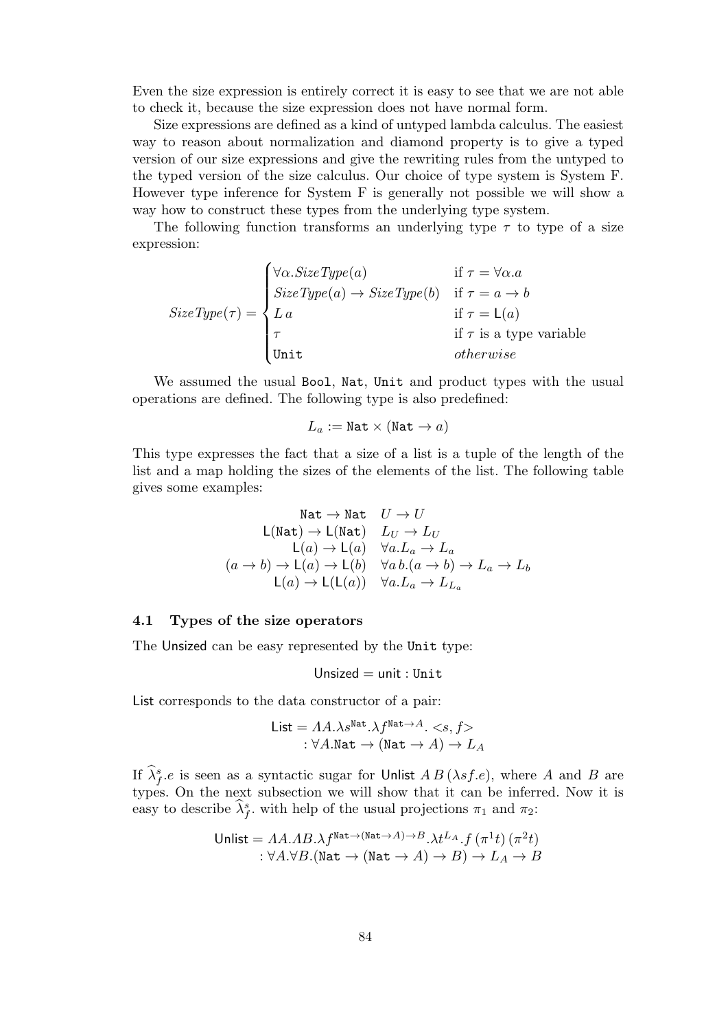Even the size expression is entirely correct it is easy to see that we are not able to check it, because the size expression does not have normal form.

Size expressions are defined as a kind of untyped lambda calculus. The easiest way to reason about normalization and diamond property is to give a typed version of our size expressions and give the rewriting rules from the untyped to the typed version of the size calculus. Our choice of type system is System F. However type inference for System F is generally not possible we will show a way how to construct these types from the underlying type system.

The following function transforms an underlying type $\tau$ to type of a size expression:

$$
\mathit{SizeType}(\tau) = \begin{cases} \forall\alpha.\mathit{SizeType}(a) & \text{if } \tau = \forall\alpha.a \\ \mathit{SizeType}(a) \to \mathit{SizeType}(b) & \text{if } \tau = a \to b \\ L\, a & \text{if } \tau = \mathsf{L}(a) \\ \tau & \text{if } \tau \text{ is a type variable} \\ \mathtt{Unit} & \mathit{otherwise} \end{cases}
$$

We assumed the usual `Bool`, `Nat`, `Unit` and product types with the usual operations are defined. The following type is also predefined:

$$
L_a := \mathtt{Nat} \times (\mathtt{Nat} \to a)
$$

This type expresses the fact that a size of a list is a tuple of the length of the list and a map holding the sizes of the elements of the list. The following table gives some examples:

$$
\begin{array}{rl}
\mathtt{Nat} \to \mathtt{Nat} & U \to U \\
\mathsf{L}(\mathtt{Nat}) \to \mathsf{L}(\mathtt{Nat}) & L_U \to L_U \\
\mathsf{L}(a) \to \mathsf{L}(a) & \forall a.L_a \to L_a \\
(a \to b) \to \mathsf{L}(a) \to \mathsf{L}(b) & \forall a\, b.(a \to b) \to L_a \to L_b \\
\mathsf{L}(a) \to \mathsf{L}(\mathsf{L}(a)) & \forall a.L_a \to L_{L_a}
\end{array}
$$

### 4.1 Types of the size operators

The $\mathsf{Unsized}$ can be easy represented by the `Unit` type:

$$
\mathsf{Unsized} = \mathsf{unit} : \mathtt{Unit}
$$

$\mathsf{List}$ corresponds to the data constructor of a pair:

$$
\begin{aligned}
\mathsf{List} &= \Lambda A.\lambda s^{\mathtt{Nat}}.\lambda f^{\mathtt{Nat}\to A}.<s, f> \\
&: \forall A.\mathtt{Nat} \to (\mathtt{Nat} \to A) \to L_A
\end{aligned}
$$

If $\widehat{\lambda}^s_f.e$ is seen as a syntactic sugar for $\mathsf{Unlist}\ A\, B\, (\lambda s f.e)$, where $A$ and $B$ are types. On the next subsection we will show that it can be inferred. Now it is easy to describe $\widehat{\lambda}^s_f.$ with help of the usual projections $\pi_1$ and $\pi_2$:

$$
\begin{aligned}
\mathsf{Unlist} &= \Lambda A.\Lambda B.\lambda f^{\mathtt{Nat}\to(\mathtt{Nat}\to A)\to B}.\lambda t^{L_A}.f\,(\pi^1 t)\,(\pi^2 t) \\
&: \forall A.\forall B.(\mathtt{Nat} \to (\mathtt{Nat} \to A) \to B) \to L_A \to B
\end{aligned}
$$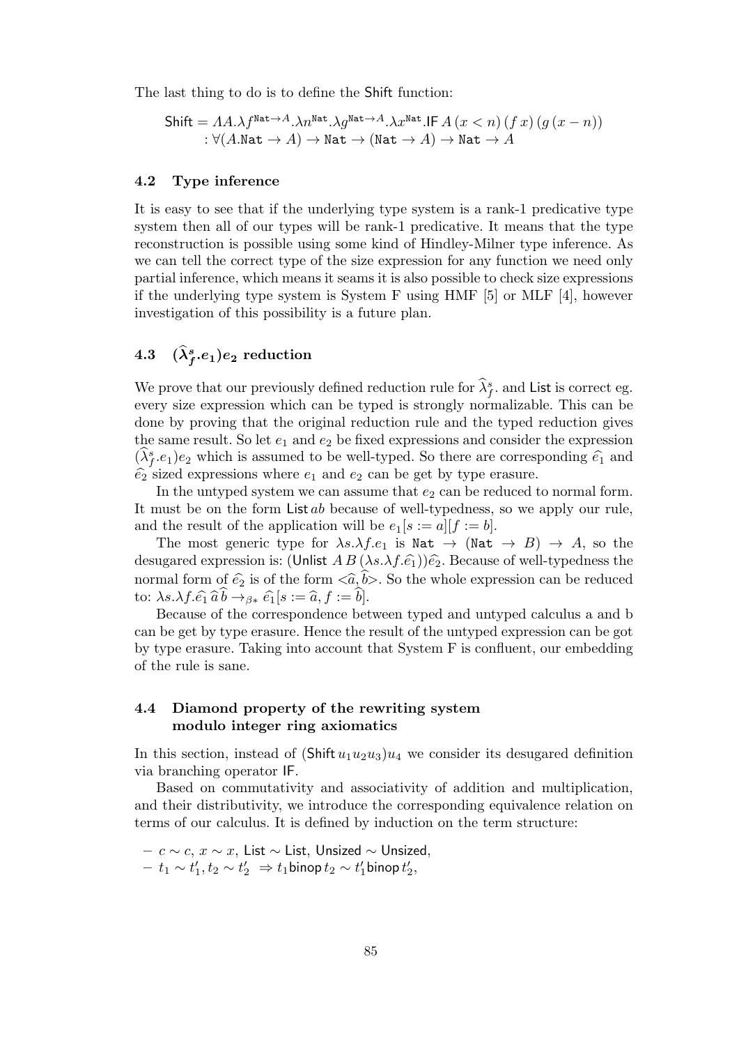The last thing to do is to define the Shift function:

$$\begin{aligned}\mathsf{Shift} &= \Lambda A.\lambda f^{\mathtt{Nat}\to A}.\lambda n^{\mathtt{Nat}}.\lambda g^{\mathtt{Nat}\to A}.\lambda x^{\mathtt{Nat}}.\mathsf{IF}\,A\,(x<n)\,(f\,x)\,(g\,(x-n))\\ &: \forall(A.\mathtt{Nat}\to A)\to\mathtt{Nat}\to(\mathtt{Nat}\to A)\to\mathtt{Nat}\to A\end{aligned}$$

### 4.2 Type inference

It is easy to see that if the underlying type system is a rank-1 predicative type system then all of our types will be rank-1 predicative. It means that the type reconstruction is possible using some kind of Hindley-Milner type inference. As we can tell the correct type of the size expression for any function we need only partial inference, which means it seams it is also possible to check size expressions if the underlying type system is System F using HMF [5] or MLF [4], however investigation of this possibility is a future plan.

### 4.3 $(\widehat{\lambda}^{s}_{f}.e_1)e_2$ reduction

We prove that our previously defined reduction rule for $\widehat{\lambda}^{s}_{f}.$ and List is correct eg. every size expression which can be typed is strongly normalizable. This can be done by proving that the original reduction rule and the typed reduction gives the same result. So let $e_1$ and $e_2$ be fixed expressions and consider the expression $(\widehat{\lambda}^{s}_{f}.e_1)e_2$ which is assumed to be well-typed. So there are corresponding $\widehat{e_1}$ and $\widehat{e_2}$ sized expressions where $e_1$ and $e_2$ can be get by type erasure.

In the untyped system we can assume that $e_2$ can be reduced to normal form. It must be on the form $\mathsf{List}\,ab$ because of well-typedness, so we apply our rule, and the result of the application will be $e_1[s:=a][f:=b]$.

The most generic type for $\lambda s.\lambda f.e_1$ is $\mathtt{Nat}\to(\mathtt{Nat}\to B)\to A$, so the desugared expression is: $(\mathsf{Unlist}\,A\,B\,(\lambda s.\lambda f.\widehat{e_1}))\widehat{e_2}$. Because of well-typedness the normal form of $\widehat{e_2}$ is of the form $<\widehat{a},\widehat{b}>$. So the whole expression can be reduced to: $\lambda s.\lambda f.\widehat{e_1}\,\widehat{a}\,\widehat{b}\to_{\beta*}\widehat{e_1}[s:=\widehat{a},f:=\widehat{b}]$.

Because of the correspondence between typed and untyped calculus a and b can be get by type erasure. Hence the result of the untyped expression can be got by type erasure. Taking into account that System F is confluent, our embedding of the rule is sane.

### 4.4 Diamond property of the rewriting system modulo integer ring axiomatics

In this section, instead of $(\mathsf{Shift}\,u_1u_2u_3)u_4$ we consider its desugared definition via branching operator IF.

Based on commutativity and associativity of addition and multiplication, and their distributivity, we introduce the corresponding equivalence relation on terms of our calculus. It is defined by induction on the term structure:

- $c\sim c$, $x\sim x$, $\mathsf{List}\sim\mathsf{List}$, $\mathsf{Unsized}\sim\mathsf{Unsized}$,
- $t_1\sim t_1', t_2\sim t_2'\ \Rightarrow t_1\,\mathsf{binop}\,t_2\sim t_1'\,\mathsf{binop}\,t_2'$,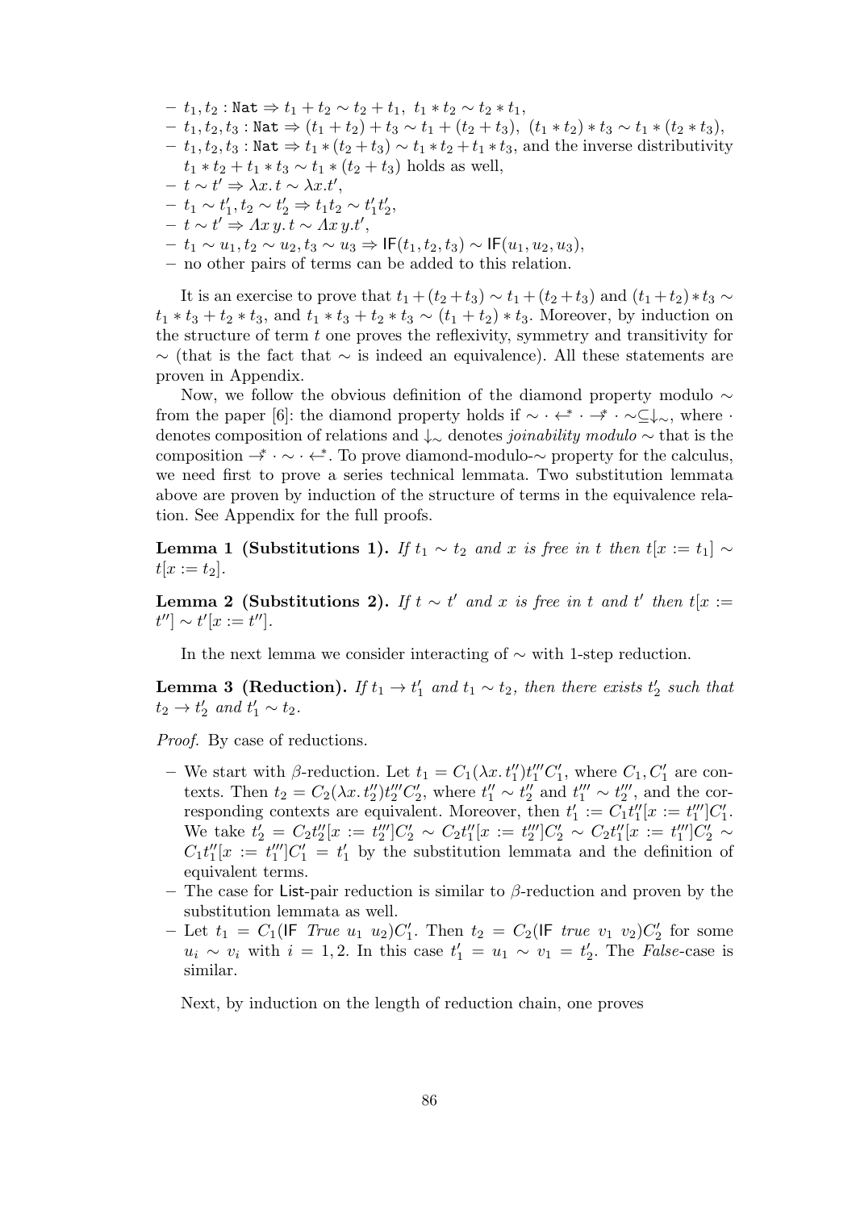- $t_1, t_2 : \mathtt{Nat} \Rightarrow t_1 + t_2 \sim t_2 + t_1,\ t_1 * t_2 \sim t_2 * t_1$,
- $t_1, t_2, t_3 : \mathtt{Nat} \Rightarrow (t_1 + t_2) + t_3 \sim t_1 + (t_2 + t_3),\ (t_1 * t_2) * t_3 \sim t_1 * (t_2 * t_3)$,
- $t_1, t_2, t_3 : \mathtt{Nat} \Rightarrow t_1 * (t_2 + t_3) \sim t_1 * t_2 + t_1 * t_3$, and the inverse distributivity $t_1 * t_2 + t_1 * t_3 \sim t_1 * (t_2 + t_3)$ holds as well,
- $t \sim t' \Rightarrow \lambda x.\, t \sim \lambda x. t'$,
- $t_1 \sim t_1', t_2 \sim t_2' \Rightarrow t_1 t_2 \sim t_1' t_2'$,
- $t \sim t' \Rightarrow \Lambda x\, y.\, t \sim \Lambda x\, y. t'$,
- $t_1 \sim u_1, t_2 \sim u_2, t_3 \sim u_3 \Rightarrow \mathsf{IF}(t_1, t_2, t_3) \sim \mathsf{IF}(u_1, u_2, u_3)$,
- no other pairs of terms can be added to this relation.

It is an exercise to prove that $t_1 + (t_2 + t_3) \sim t_1 + (t_2 + t_3)$ and $(t_1 + t_2) * t_3 \sim t_1 * t_3 + t_2 * t_3$, and $t_1 * t_3 + t_2 * t_3 \sim (t_1 + t_2) * t_3$. Moreover, by induction on the structure of term $t$ one proves the reflexivity, symmetry and transitivity for $\sim$ (that is the fact that $\sim$ is indeed an equivalence). All these statements are proven in Appendix.

Now, we follow the obvious definition of the diamond property modulo $\sim$ from the paper [6]: the diamond property holds if $\sim \cdot \overset{*}{\leftarrow} \cdot \overset{*}{\rightarrow} \cdot \sim \subseteq \downarrow_\sim$, where $\cdot$ denotes composition of relations and $\downarrow_\sim$ denotes *joinability modulo* $\sim$ that is the composition $\overset{*}{\rightarrow} \cdot \sim \cdot \overset{*}{\leftarrow}$. To prove diamond-modulo-$\sim$ property for the calculus, we need first to prove a series technical lemmata. Two substitution lemmata above are proven by induction of the structure of terms in the equivalence relation. See Appendix for the full proofs.

**Lemma 1 (Substitutions 1).** *If $t_1 \sim t_2$ and $x$ is free in $t$ then $t[x := t_1] \sim t[x := t_2]$.*

**Lemma 2 (Substitutions 2).** *If $t \sim t'$ and $x$ is free in $t$ and $t'$ then $t[x := t''] \sim t'[x := t'']$.*

In the next lemma we consider interacting of $\sim$ with 1-step reduction.

**Lemma 3 (Reduction).** *If $t_1 \to t_1'$ and $t_1 \sim t_2$, then there exists $t_2'$ such that $t_2 \to t_2'$ and $t_1' \sim t_2$.*

*Proof.* By case of reductions.

- We start with $\beta$-reduction. Let $t_1 = C_1(\lambda x.\, t_1'')t_1'''C_1'$, where $C_1, C_1'$ are contexts. Then $t_2 = C_2(\lambda x.\, t_2'')t_2'''C_2'$, where $t_1'' \sim t_2''$ and $t_1''' \sim t_2'''$, and the corresponding contexts are equivalent. Moreover, then $t_1' := C_1 t_1''[x := t_1''']C_1'$. We take $t_2' = C_2 t_2''[x := t_2''']C_2' \sim C_2 t_1''[x := t_2''']C_2' \sim C_2 t_1''[x := t_1''']C_2' \sim C_1 t_1''[x := t_1''']C_1' = t_1'$ by the substitution lemmata and the definition of equivalent terms.
- The case for List-pair reduction is similar to $\beta$-reduction and proven by the substitution lemmata as well.
- Let $t_1 = C_1(\mathsf{IF}\ \mathit{True}\ u_1\ u_2)C_1'$. Then $t_2 = C_2(\mathsf{IF}\ \mathit{true}\ v_1\ v_2)C_2'$ for some $u_i \sim v_i$ with $i = 1, 2$. In this case $t_1' = u_1 \sim v_1 = t_2'$. The *False*-case is similar.

Next, by induction on the length of reduction chain, one proves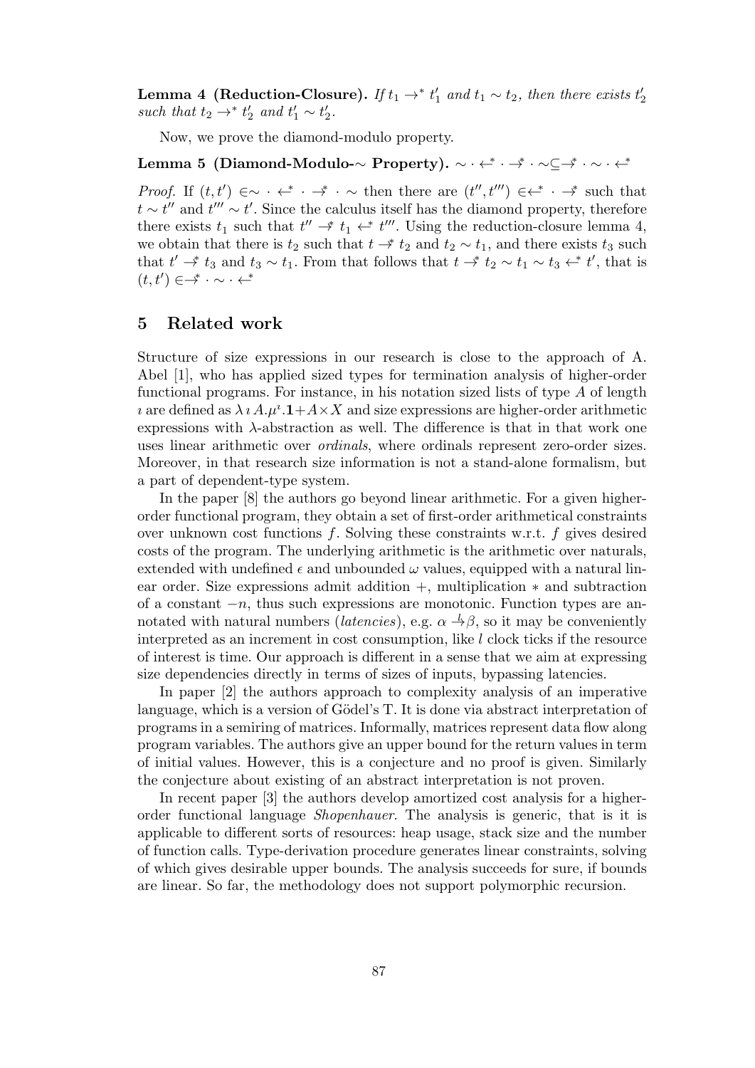**Lemma 4 (Reduction-Closure).** *If $t_1 \to^* t_1'$ and $t_1 \sim t_2$, then there exists $t_2'$ such that $t_2 \to^* t_2'$ and $t_1' \sim t_2'$.*

Now, we prove the diamond-modulo property.

**Lemma 5 (Diamond-Modulo-$\sim$ Property).** $\sim \cdot \twoheadleftarrow^* \cdot \twoheadrightarrow^* \cdot \sim \subseteq \twoheadrightarrow^* \cdot \sim \cdot \twoheadleftarrow^*$

*Proof.* If $(t, t') \in \sim \cdot \twoheadleftarrow^* \cdot \twoheadrightarrow^* \cdot \sim$ then there are $(t'', t''') \in \twoheadleftarrow^* \cdot \twoheadrightarrow^*$ such that $t \sim t''$ and $t''' \sim t'$. Since the calculus itself has the diamond property, therefore there exists $t_1$ such that $t'' \twoheadrightarrow^* t_1 \twoheadleftarrow^* t'''$. Using the reduction-closure lemma 4, we obtain that there is $t_2$ such that $t \twoheadrightarrow^* t_2$ and $t_2 \sim t_1$, and there exists $t_3$ such that $t' \twoheadrightarrow^* t_3$ and $t_3 \sim t_1$. From that follows that $t \twoheadrightarrow^* t_2 \sim t_1 \sim t_3 \twoheadleftarrow^* t'$, that is $(t, t') \in \twoheadrightarrow^* \cdot \sim \cdot \twoheadleftarrow^*$

## 5 Related work

Structure of size expressions in our research is close to the approach of A. Abel [1], who has applied sized types for termination analysis of higher-order functional programs. For instance, in his notation sized lists of type $A$ of length $\imath$ are defined as $\lambda \imath\, A.\mu^{\imath}.\mathbf{1}{+}A{\times}X$ and size expressions are higher-order arithmetic expressions with $\lambda$-abstraction as well. The difference is that in that work one uses linear arithmetic over *ordinals*, where ordinals represent zero-order sizes. Moreover, in that research size information is not a stand-alone formalism, but a part of dependent-type system.

In the paper [8] the authors go beyond linear arithmetic. For a given higher-order functional program, they obtain a set of first-order arithmetical constraints over unknown cost functions $f$. Solving these constraints w.r.t. $f$ gives desired costs of the program. The underlying arithmetic is the arithmetic over naturals, extended with undefined $\epsilon$ and unbounded $\omega$ values, equipped with a natural linear order. Size expressions admit addition $+$, multiplication $*$ and subtraction of a constant $-n$, thus such expressions are monotonic. Function types are annotated with natural numbers (*latencies*), e.g. $\alpha \xrightarrow{l} \beta$, so it may be conveniently interpreted as an increment in cost consumption, like $l$ clock ticks if the resource of interest is time. Our approach is different in a sense that we aim at expressing size dependencies directly in terms of sizes of inputs, bypassing latencies.

In paper [2] the authors approach to complexity analysis of an imperative language, which is a version of Gödel's T. It is done via abstract interpretation of programs in a semiring of matrices. Informally, matrices represent data flow along program variables. The authors give an upper bound for the return values in term of initial values. However, this is a conjecture and no proof is given. Similarly the conjecture about existing of an abstract interpretation is not proven.

In recent paper [3] the authors develop amortized cost analysis for a higher-order functional language *Shopenhauer*. The analysis is generic, that is it is applicable to different sorts of resources: heap usage, stack size and the number of function calls. Type-derivation procedure generates linear constraints, solving of which gives desirable upper bounds. The analysis succeeds for sure, if bounds are linear. So far, the methodology does not support polymorphic recursion.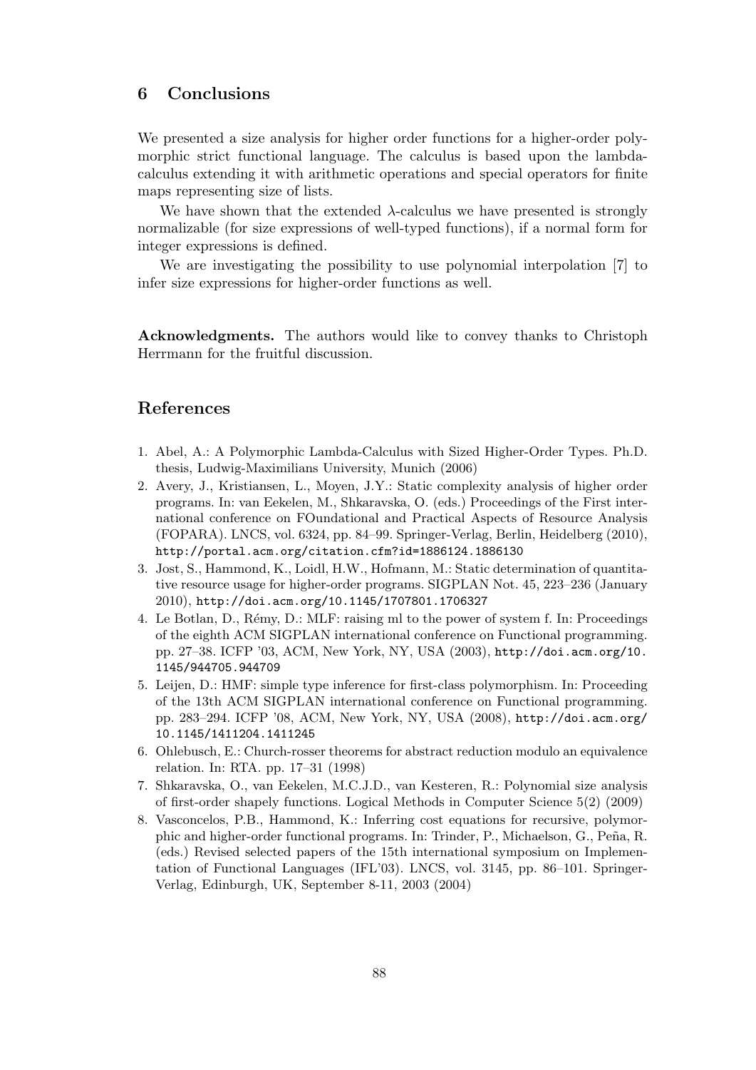## 6 Conclusions

We presented a size analysis for higher order functions for a higher-order polymorphic strict functional language. The calculus is based upon the lambda-calculus extending it with arithmetic operations and special operators for finite maps representing size of lists.

We have shown that the extended $\lambda$-calculus we have presented is strongly normalizable (for size expressions of well-typed functions), if a normal form for integer expressions is defined.

We are investigating the possibility to use polynomial interpolation [7] to infer size expressions for higher-order functions as well.

**Acknowledgments.** The authors would like to convey thanks to Christoph Herrmann for the fruitful discussion.

## References

1. Abel, A.: A Polymorphic Lambda-Calculus with Sized Higher-Order Types. Ph.D. thesis, Ludwig-Maximilians University, Munich (2006)
2. Avery, J., Kristiansen, L., Moyen, J.Y.: Static complexity analysis of higher order programs. In: van Eekelen, M., Shkaravska, O. (eds.) Proceedings of the First international conference on FOundational and Practical Aspects of Resource Analysis (FOPARA). LNCS, vol. 6324, pp. 84–99. Springer-Verlag, Berlin, Heidelberg (2010), `http://portal.acm.org/citation.cfm?id=1886124.1886130`
3. Jost, S., Hammond, K., Loidl, H.W., Hofmann, M.: Static determination of quantitative resource usage for higher-order programs. SIGPLAN Not. 45, 223–236 (January 2010), `http://doi.acm.org/10.1145/1707801.1706327`
4. Le Botlan, D., Rémy, D.: MLF: raising ml to the power of system f. In: Proceedings of the eighth ACM SIGPLAN international conference on Functional programming. pp. 27–38. ICFP '03, ACM, New York, NY, USA (2003), `http://doi.acm.org/10.1145/944705.944709`
5. Leijen, D.: HMF: simple type inference for first-class polymorphism. In: Proceeding of the 13th ACM SIGPLAN international conference on Functional programming. pp. 283–294. ICFP '08, ACM, New York, NY, USA (2008), `http://doi.acm.org/10.1145/1411204.1411245`
6. Ohlebusch, E.: Church-rosser theorems for abstract reduction modulo an equivalence relation. In: RTA. pp. 17–31 (1998)
7. Shkaravska, O., van Eekelen, M.C.J.D., van Kesteren, R.: Polynomial size analysis of first-order shapely functions. Logical Methods in Computer Science 5(2) (2009)
8. Vasconcelos, P.B., Hammond, K.: Inferring cost equations for recursive, polymorphic and higher-order functional programs. In: Trinder, P., Michaelson, G., Peña, R. (eds.) Revised selected papers of the 15th international symposium on Implementation of Functional Languages (IFL'03). LNCS, vol. 3145, pp. 86–101. Springer-Verlag, Edinburgh, UK, September 8-11, 2003 (2004)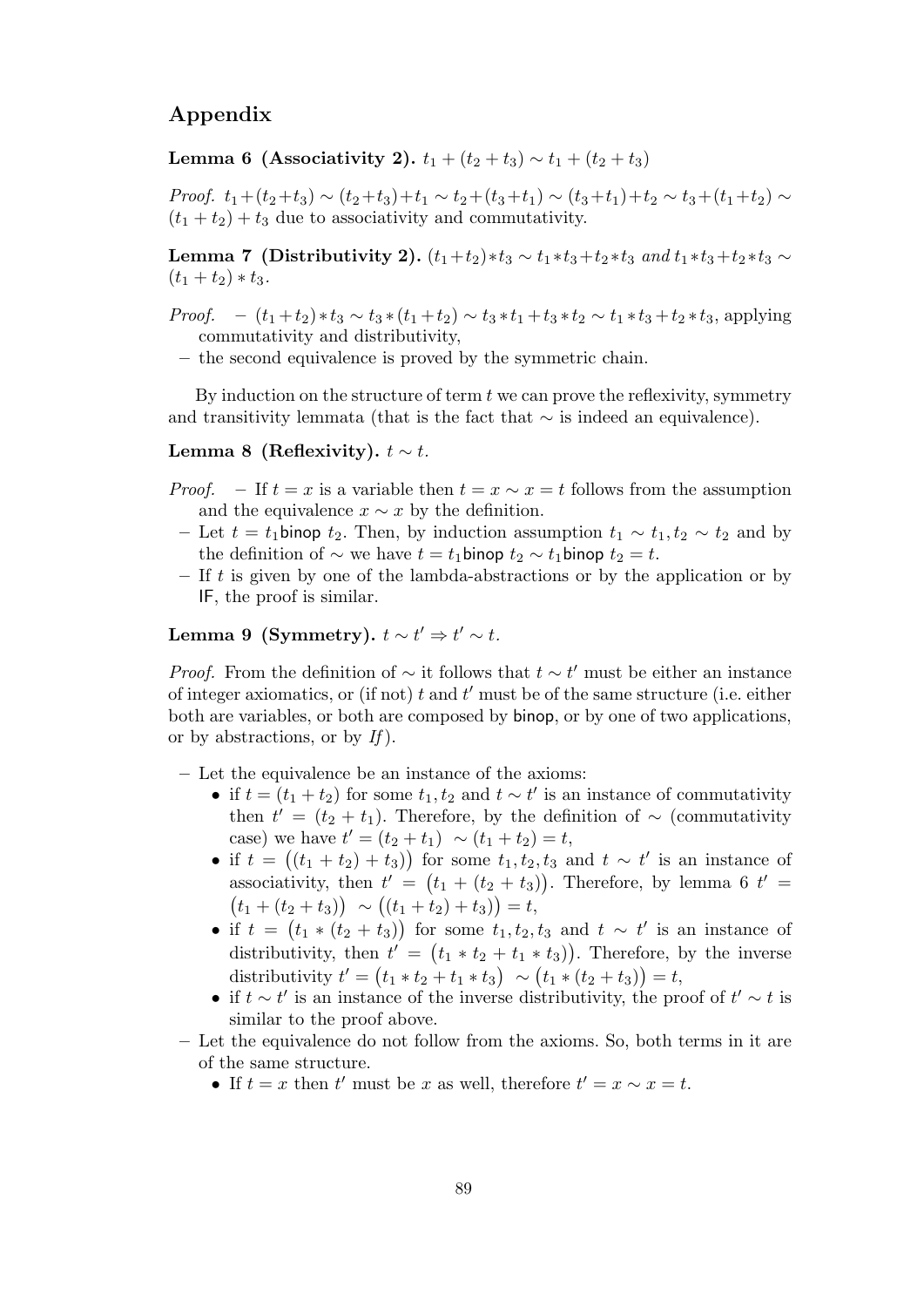## Appendix

**Lemma 6 (Associativity 2).** $t_1 + (t_2 + t_3) \sim t_1 + (t_2 + t_3)$

*Proof.* $t_1+(t_2+t_3) \sim (t_2+t_3)+t_1 \sim t_2+(t_3+t_1) \sim (t_3+t_1)+t_2 \sim t_3+(t_1+t_2) \sim (t_1 + t_2) + t_3$ due to associativity and commutativity.

**Lemma 7 (Distributivity 2).** $(t_1+t_2)*t_3 \sim t_1*t_3+t_2*t_3$ *and* $t_1*t_3+t_2*t_3 \sim (t_1 + t_2) * t_3$.

*Proof.*
- $(t_1+t_2)*t_3 \sim t_3*(t_1+t_2) \sim t_3*t_1+t_3*t_2 \sim t_1*t_3+t_2*t_3$, applying commutativity and distributivity,
- the second equivalence is proved by the symmetric chain.

By induction on the structure of term $t$ we can prove the reflexivity, symmetry and transitivity lemmata (that is the fact that $\sim$ is indeed an equivalence).

**Lemma 8 (Reflexivity).** $t \sim t$.

*Proof.*
- If $t = x$ is a variable then $t = x \sim x = t$ follows from the assumption and the equivalence $x \sim x$ by the definition.
- Let $t = t_1 \mathsf{binop}\ t_2$. Then, by induction assumption $t_1 \sim t_1, t_2 \sim t_2$ and by the definition of $\sim$ we have $t = t_1 \mathsf{binop}\ t_2 \sim t_1 \mathsf{binop}\ t_2 = t$.
- If $t$ is given by one of the lambda-abstractions or by the application or by IF, the proof is similar.

**Lemma 9 (Symmetry).** $t \sim t' \Rightarrow t' \sim t$.

*Proof.* From the definition of $\sim$ it follows that $t \sim t'$ must be either an instance of integer axiomatics, or (if not) $t$ and $t'$ must be of the same structure (i.e. either both are variables, or both are composed by binop, or by one of two applications, or by abstractions, or by *If*).

- Let the equivalence be an instance of the axioms:
  - if $t = (t_1 + t_2)$ for some $t_1, t_2$ and $t \sim t'$ is an instance of commutativity then $t' = (t_2 + t_1)$. Therefore, by the definition of $\sim$ (commutativity case) we have $t' = (t_2 + t_1) \ \sim (t_1 + t_2) = t$,
  - if $t = \big((t_1 + t_2) + t_3)\big)$ for some $t_1, t_2, t_3$ and $t \sim t'$ is an instance of associativity, then $t' = \big(t_1 + (t_2 + t_3)\big)$. Therefore, by lemma 6 $t' = \big(t_1 + (t_2 + t_3)\big) \ \sim \big((t_1 + t_2) + t_3)\big) = t$,
  - if $t = \big(t_1 * (t_2 + t_3)\big)$ for some $t_1, t_2, t_3$ and $t \sim t'$ is an instance of distributivity, then $t' = \big(t_1 * t_2 + t_1 * t_3)\big)$. Therefore, by the inverse distributivity $t' = \big(t_1 * t_2 + t_1 * t_3\big) \ \sim \big(t_1 * (t_2 + t_3)\big) = t$,
  - if $t \sim t'$ is an instance of the inverse distributivity, the proof of $t' \sim t$ is similar to the proof above.
- Let the equivalence do not follow from the axioms. So, both terms in it are of the same structure.
  - If $t = x$ then $t'$ must be $x$ as well, therefore $t' = x \sim x = t$.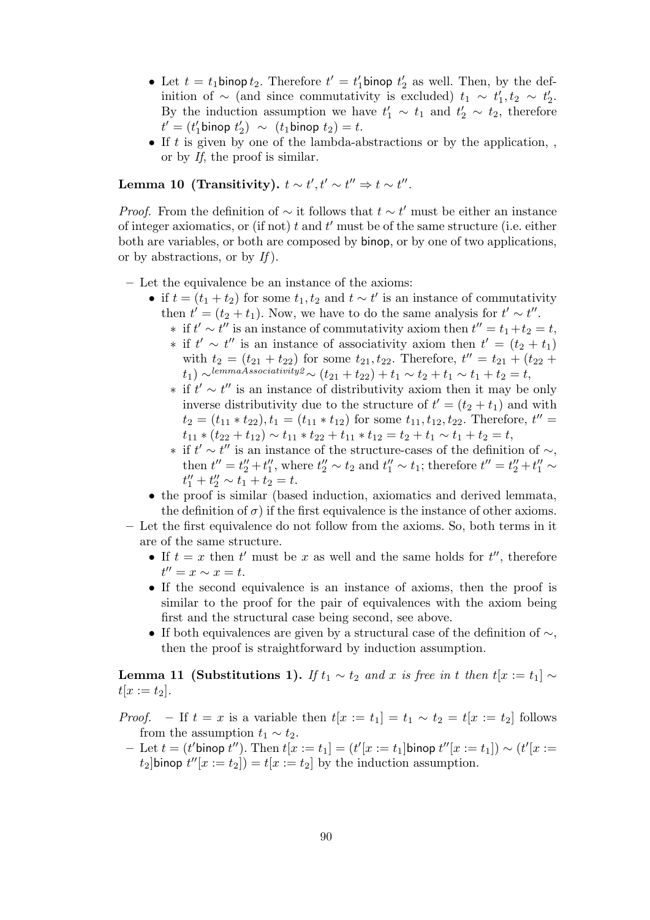- Let $t = t_1 \mathsf{binop}\, t_2$. Therefore $t' = t'_1 \mathsf{binop}\ t'_2$ as well. Then, by the definition of $\sim$ (and since commutativity is excluded) $t_1 \sim t'_1, t_2 \sim t'_2$. By the induction assumption we have $t'_1 \sim t_1$ and $t'_2 \sim t_2$, therefore $t' = (t'_1 \mathsf{binop}\ t'_2) \ \sim\ (t_1 \mathsf{binop}\ t_2) = t$.
- If $t$ is given by one of the lambda-abstractions or by the application, , or by *If*, the proof is similar.

**Lemma 10 (Transitivity).** $t \sim t', t' \sim t'' \Rightarrow t \sim t''$.

*Proof.* From the definition of $\sim$ it follows that $t \sim t'$ must be either an instance of integer axiomatics, or (if not) $t$ and $t'$ must be of the same structure (i.e. either both are variables, or both are composed by binop, or by one of two applications, or by abstractions, or by *If*).

- Let the equivalence be an instance of the axioms:
  - if $t = (t_1 + t_2)$ for some $t_1, t_2$ and $t \sim t'$ is an instance of commutativity then $t' = (t_2 + t_1)$. Now, we have to do the same analysis for $t' \sim t''$.
    - if $t' \sim t''$ is an instance of commutativity axiom then $t'' = t_1 + t_2 = t$,
    - if $t' \sim t''$ is an instance of associativity axiom then $t' = (t_2 + t_1)$ with $t_2 = (t_{21} + t_{22})$ for some $t_{21}, t_{22}$. Therefore, $t'' = t_{21} + (t_{22} + t_1) \sim^{lemmaAssociativity2} \sim (t_{21} + t_{22}) + t_1 \sim t_2 + t_1 \sim t_1 + t_2 = t$,
    - if $t' \sim t''$ is an instance of distributivity axiom then it may be only inverse distributivity due to the structure of $t' = (t_2 + t_1)$ and with $t_2 = (t_{11} * t_{22}), t_1 = (t_{11} * t_{12})$ for some $t_{11}, t_{12}, t_{22}$. Therefore, $t'' = t_{11} * (t_{22} + t_{12}) \sim t_{11} * t_{22} + t_{11} * t_{12} = t_2 + t_1 \sim t_1 + t_2 = t$,
    - if $t' \sim t''$ is an instance of the structure-cases of the definition of $\sim$, then $t'' = t''_2 + t''_1$, where $t''_2 \sim t_2$ and $t''_1 \sim t_1$; therefore $t'' = t''_2 + t''_1 \sim t''_1 + t''_2 \sim t_1 + t_2 = t$.
  - the proof is similar (based induction, axiomatics and derived lemmata, the definition of $\sigma$) if the first equivalence is the instance of other axioms.
- Let the first equivalence do not follow from the axioms. So, both terms in it are of the same structure.
  - If $t = x$ then $t'$ must be $x$ as well and the same holds for $t''$, therefore $t'' = x \sim x = t$.
  - If the second equivalence is an instance of axioms, then the proof is similar to the proof for the pair of equivalences with the axiom being first and the structural case being second, see above.
  - If both equivalences are given by a structural case of the definition of $\sim$, then the proof is straightforward by induction assumption.

**Lemma 11 (Substitutions 1).** *If $t_1 \sim t_2$ and $x$ is free in $t$ then $t[x := t_1] \sim t[x := t_2]$.*

*Proof.*
- If $t = x$ is a variable then $t[x := t_1] = t_1 \sim t_2 = t[x := t_2]$ follows from the assumption $t_1 \sim t_2$.
- Let $t = (t' \mathsf{binop}\ t'')$. Then $t[x := t_1] = (t'[x := t_1] \mathsf{binop}\ t''[x := t_1]) \sim (t'[x := t_2] \mathsf{binop}\ t''[x := t_2]) = t[x := t_2]$ by the induction assumption.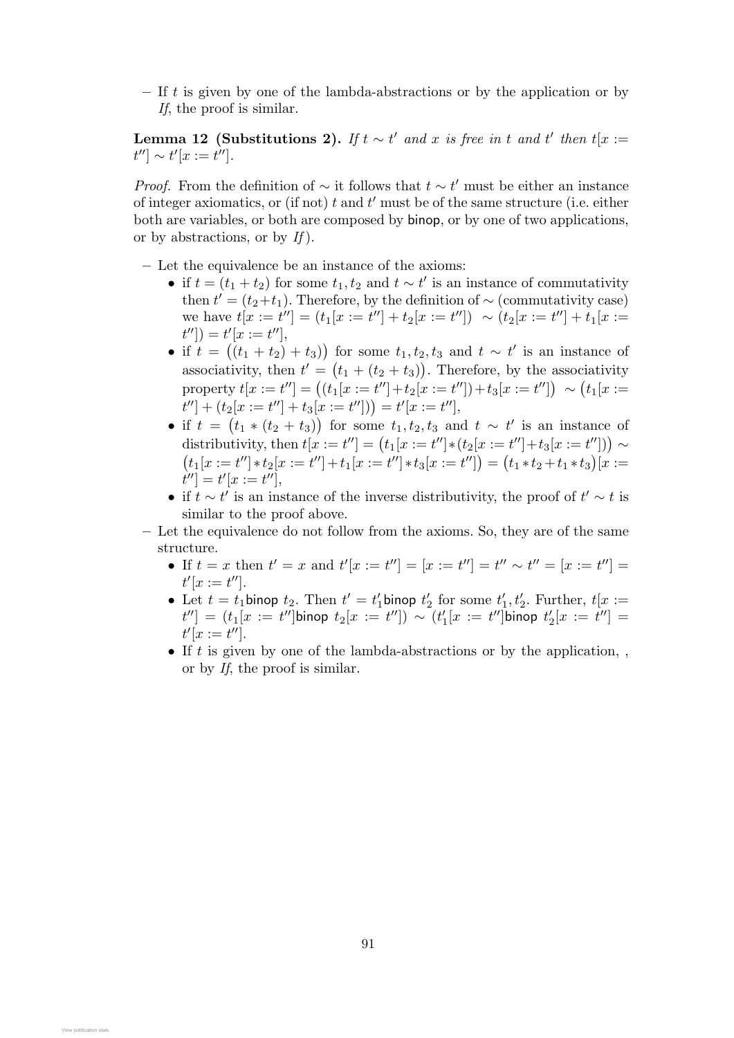– If $t$ is given by one of the lambda-abstractions or by the application or by *If*, the proof is similar.

**Lemma 12 (Substitutions 2).** *If $t \sim t'$ and $x$ is free in $t$ and $t'$ then $t[x := t''] \sim t'[x := t'']$.*

*Proof.* From the definition of $\sim$ it follows that $t \sim t'$ must be either an instance of integer axiomatics, or (if not) $t$ and $t'$ must be of the same structure (i.e. either both are variables, or both are composed by $\mathsf{binop}$, or by one of two applications, or by abstractions, or by *If*).

– Let the equivalence be an instance of the axioms:
  - if $t = (t_1 + t_2)$ for some $t_1, t_2$ and $t \sim t'$ is an instance of commutativity then $t' = (t_2 + t_1)$. Therefore, by the definition of $\sim$ (commutativity case) we have $t[x := t''] = (t_1[x := t''] + t_2[x := t'']) \sim (t_2[x := t''] + t_1[x := t'']) = t'[x := t'']$,
  - if $t = \big((t_1 + t_2) + t_3\big)$ for some $t_1, t_2, t_3$ and $t \sim t'$ is an instance of associativity, then $t' = \big(t_1 + (t_2 + t_3)\big)$. Therefore, by the associativity property $t[x := t''] = \big((t_1[x := t''] + t_2[x := t'']) + t_3[x := t'']\big) \sim \big(t_1[x := t''] + (t_2[x := t''] + t_3[x := t''])\big) = t'[x := t'']$,
  - if $t = \big(t_1 * (t_2 + t_3)\big)$ for some $t_1, t_2, t_3$ and $t \sim t'$ is an instance of distributivity, then $t[x := t''] = \big(t_1[x := t''] * (t_2[x := t''] + t_3[x := t''])\big) \sim \big(t_1[x := t''] * t_2[x := t''] + t_1[x := t''] * t_3[x := t'']\big) = \big(t_1 * t_2 + t_1 * t_3\big)[x := t''] = t'[x := t'']$,
  - if $t \sim t'$ is an instance of the inverse distributivity, the proof of $t' \sim t$ is similar to the proof above.

– Let the equivalence do not follow from the axioms. So, they are of the same structure.
  - If $t = x$ then $t' = x$ and $t'[x := t''] = [x := t''] = t'' \sim t'' = [x := t''] = t'[x := t'']$.
  - Let $t = t_1 \mathsf{binop}\ t_2$. Then $t' = t'_1 \mathsf{binop}\ t'_2$ for some $t'_1, t'_2$. Further, $t[x := t''] = (t_1[x := t'']\mathsf{binop}\ t_2[x := t'']) \sim (t'_1[x := t'']\mathsf{binop}\ t'_2[x := t''] = t'[x := t'']$.
  - If $t$ is given by one of the lambda-abstractions or by the application, , or by *If*, the proof is similar.